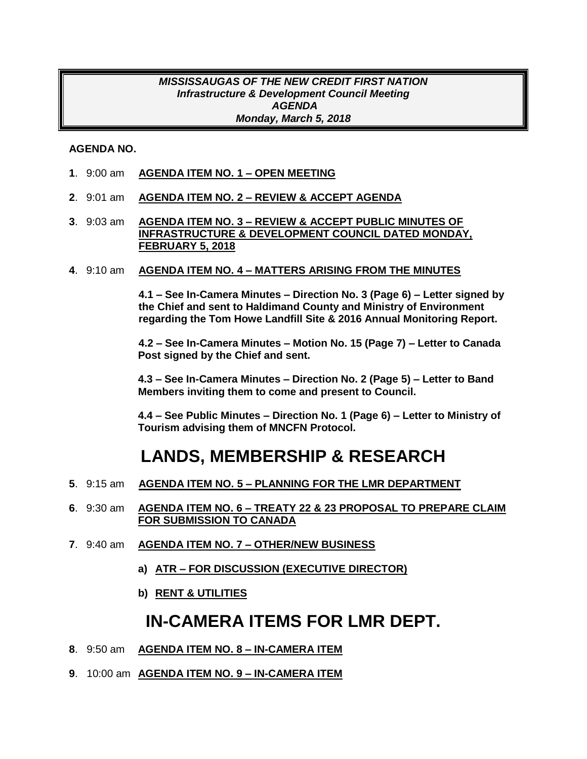***MISSISSAUGAS OF THE NEW CREDIT FIRST NATION***
***Infrastructure & Development Council Meeting***
***AGENDA***
***Monday, March 5, 2018***

**AGENDA NO.**

**1**. 9:00 am **AGENDA ITEM NO. 1 – OPEN MEETING**

**2**. 9:01 am **AGENDA ITEM NO. 2 – REVIEW & ACCEPT AGENDA**

**3**. 9:03 am **AGENDA ITEM NO. 3 – REVIEW & ACCEPT PUBLIC MINUTES OF INFRASTRUCTURE & DEVELOPMENT COUNCIL DATED MONDAY, FEBRUARY 5, 2018**

**4**. 9:10 am **AGENDA ITEM NO. 4 – MATTERS ARISING FROM THE MINUTES**

**4.1 – See In-Camera Minutes – Direction No. 3 (Page 6) – Letter signed by the Chief and sent to Haldimand County and Ministry of Environment regarding the Tom Howe Landfill Site & 2016 Annual Monitoring Report.**

**4.2 – See In-Camera Minutes – Motion No. 15 (Page 7) – Letter to Canada Post signed by the Chief and sent.**

**4.3 – See In-Camera Minutes – Direction No. 2 (Page 5) – Letter to Band Members inviting them to come and present to Council.**

**4.4 – See Public Minutes – Direction No. 1 (Page 6) – Letter to Ministry of Tourism advising them of MNCFN Protocol.**

# LANDS, MEMBERSHIP & RESEARCH

**5**. 9:15 am **AGENDA ITEM NO. 5 – PLANNING FOR THE LMR DEPARTMENT**

**6**. 9:30 am **AGENDA ITEM NO. 6 – TREATY 22 & 23 PROPOSAL TO PREPARE CLAIM FOR SUBMISSION TO CANADA**

**7**. 9:40 am **AGENDA ITEM NO. 7 – OTHER/NEW BUSINESS**

- **a) ATR – FOR DISCUSSION (EXECUTIVE DIRECTOR)**
- **b) RENT & UTILITIES**

# IN-CAMERA ITEMS FOR LMR DEPT.

**8**. 9:50 am **AGENDA ITEM NO. 8 – IN-CAMERA ITEM**

**9**. 10:00 am **AGENDA ITEM NO. 9 – IN-CAMERA ITEM**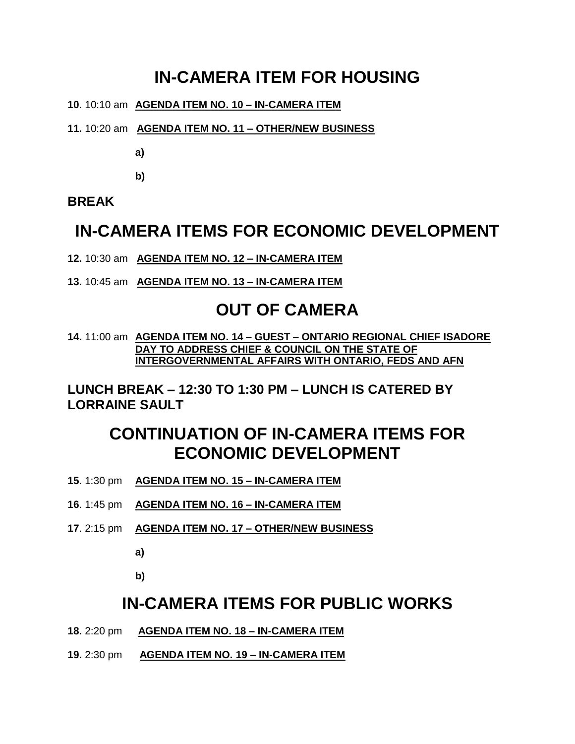## IN-CAMERA ITEM FOR HOUSING

**10**. 10:10 am **AGENDA ITEM NO. 10 – IN-CAMERA ITEM**

**11.** 10:20 am **AGENDA ITEM NO. 11 – OTHER/NEW BUSINESS**

**a)**

**b)**

**BREAK**

## IN-CAMERA ITEMS FOR ECONOMIC DEVELOPMENT

**12.** 10:30 am **AGENDA ITEM NO. 12 – IN-CAMERA ITEM**

**13.** 10:45 am **AGENDA ITEM NO. 13 – IN-CAMERA ITEM**

## OUT OF CAMERA

**14.** 11:00 am **AGENDA ITEM NO. 14 – GUEST – ONTARIO REGIONAL CHIEF ISADORE DAY TO ADDRESS CHIEF & COUNCIL ON THE STATE OF INTERGOVERNMENTAL AFFAIRS WITH ONTARIO, FEDS AND AFN**

**LUNCH BREAK – 12:30 TO 1:30 PM – LUNCH IS CATERED BY LORRAINE SAULT**

## CONTINUATION OF IN-CAMERA ITEMS FOR ECONOMIC DEVELOPMENT

**15**. 1:30 pm **AGENDA ITEM NO. 15 – IN-CAMERA ITEM**

**16**. 1:45 pm **AGENDA ITEM NO. 16 – IN-CAMERA ITEM**

**17**. 2:15 pm **AGENDA ITEM NO. 17 – OTHER/NEW BUSINESS**

**a)**

**b)**

## IN-CAMERA ITEMS FOR PUBLIC WORKS

**18.** 2:20 pm **AGENDA ITEM NO. 18 – IN-CAMERA ITEM**

**19.** 2:30 pm **AGENDA ITEM NO. 19 – IN-CAMERA ITEM**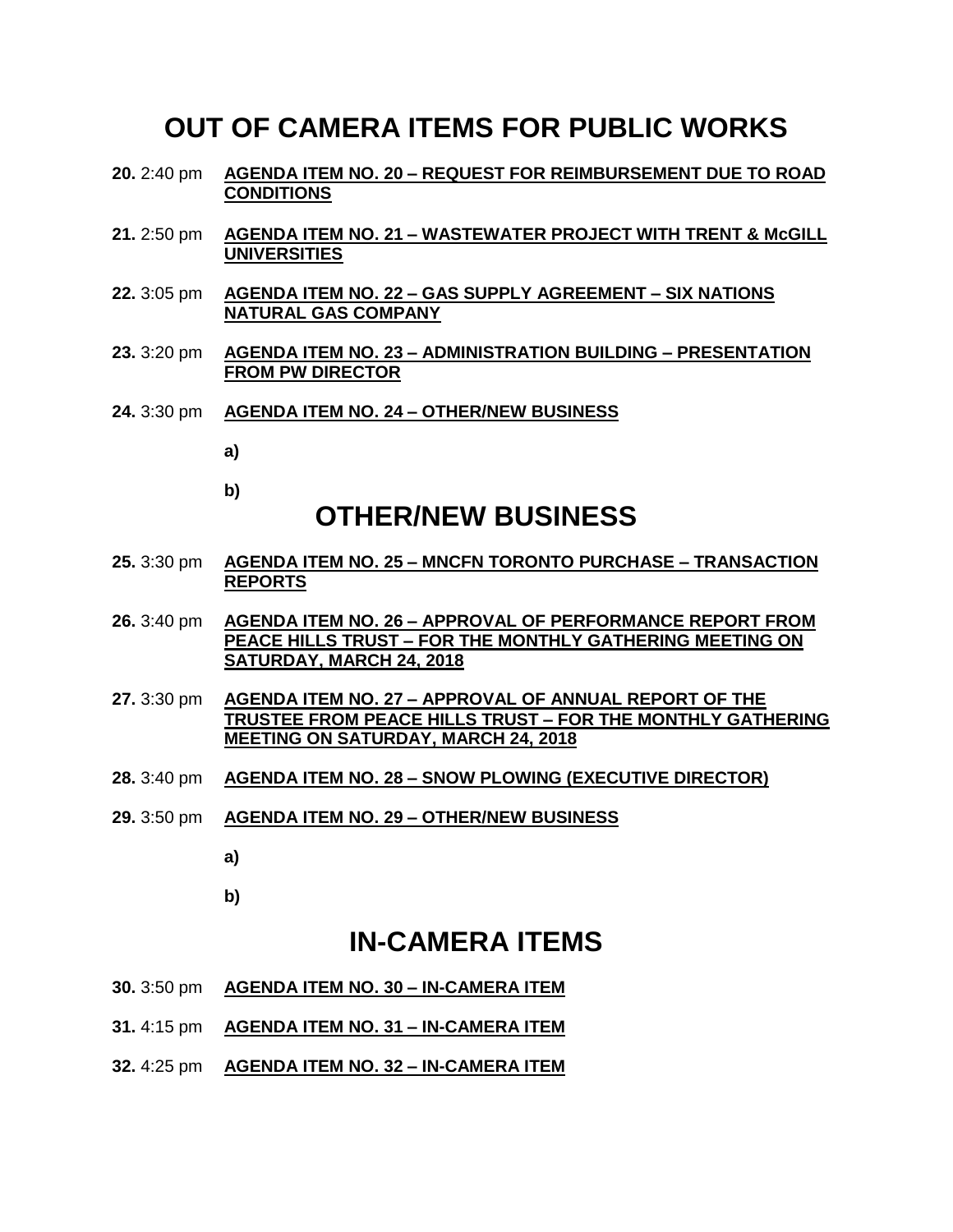# OUT OF CAMERA ITEMS FOR PUBLIC WORKS

**20.** 2:40 pm **AGENDA ITEM NO. 20 – REQUEST FOR REIMBURSEMENT DUE TO ROAD CONDITIONS**

**21.** 2:50 pm **AGENDA ITEM NO. 21 – WASTEWATER PROJECT WITH TRENT & McGILL UNIVERSITIES**

**22.** 3:05 pm **AGENDA ITEM NO. 22 – GAS SUPPLY AGREEMENT – SIX NATIONS NATURAL GAS COMPANY**

**23.** 3:20 pm **AGENDA ITEM NO. 23 – ADMINISTRATION BUILDING – PRESENTATION FROM PW DIRECTOR**

**24.** 3:30 pm **AGENDA ITEM NO. 24 – OTHER/NEW BUSINESS**

**a)**

**b)**

# OTHER/NEW BUSINESS

**25.** 3:30 pm **AGENDA ITEM NO. 25 – MNCFN TORONTO PURCHASE – TRANSACTION REPORTS**

**26.** 3:40 pm **AGENDA ITEM NO. 26 – APPROVAL OF PERFORMANCE REPORT FROM PEACE HILLS TRUST – FOR THE MONTHLY GATHERING MEETING ON SATURDAY, MARCH 24, 2018**

**27.** 3:30 pm **AGENDA ITEM NO. 27 – APPROVAL OF ANNUAL REPORT OF THE TRUSTEE FROM PEACE HILLS TRUST – FOR THE MONTHLY GATHERING MEETING ON SATURDAY, MARCH 24, 2018**

**28.** 3:40 pm **AGENDA ITEM NO. 28 – SNOW PLOWING (EXECUTIVE DIRECTOR)**

**29.** 3:50 pm **AGENDA ITEM NO. 29 – OTHER/NEW BUSINESS**

**a)**

**b)**

# IN-CAMERA ITEMS

**30.** 3:50 pm **AGENDA ITEM NO. 30 – IN-CAMERA ITEM**

**31.** 4:15 pm **AGENDA ITEM NO. 31 – IN-CAMERA ITEM**

**32.** 4:25 pm **AGENDA ITEM NO. 32 – IN-CAMERA ITEM**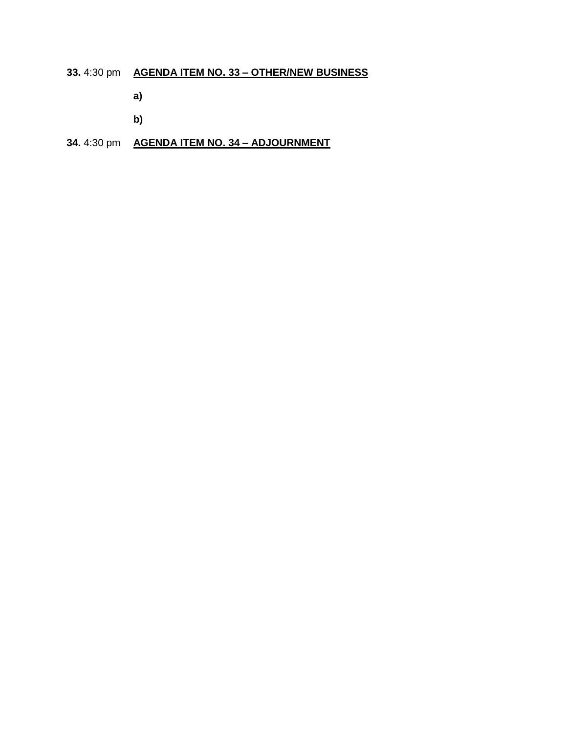**33.** 4:30 pm **AGENDA ITEM NO. 33 – OTHER/NEW BUSINESS**

**a)**

**b)**

**34.** 4:30 pm **AGENDA ITEM NO. 34 – ADJOURNMENT**